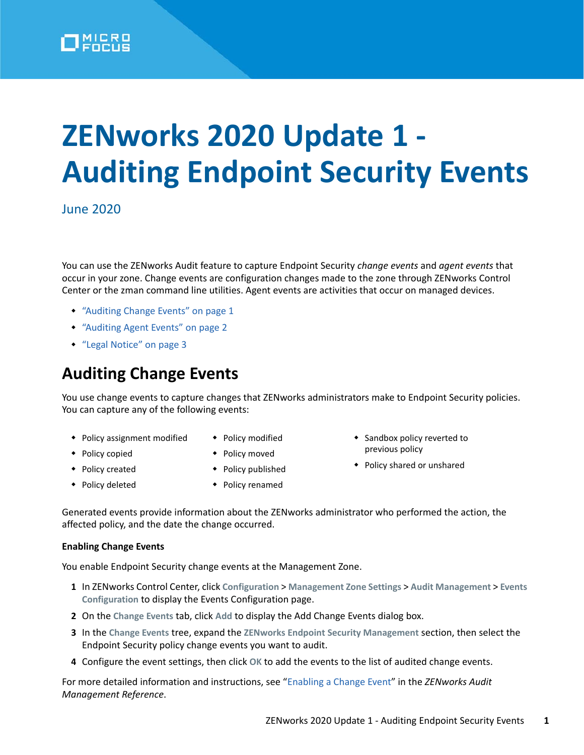# ZENworks 2020 Update 1 - Auditing Endpoint Security Events

June 2020

You can use the ZENworks Audit feature to capture Endpoint Security *change events* and *agent events* that occur in your zone. Change events are configuration changes made to the zone through ZENworks Control Center or the zman command line utilities. Agent events are activities that occur on managed devices.

- "Auditing Change Events" on page 1
- "Auditing Agent Events" on page 2
- "Legal Notice" on page 3

## Auditing Change Events

You use change events to capture changes that ZENworks administrators make to Endpoint Security policies. You can capture any of the following events:

- Policy assignment modified
- Policy copied
- Policy created
- Policy deleted
- Policy modified
- Policy moved
- Policy published
- Policy renamed
- Sandbox policy reverted to previous policy
- Policy shared or unshared

Generated events provide information about the ZENworks administrator who performed the action, the affected policy, and the date the change occurred.

### Enabling Change Events

You enable Endpoint Security change events at the Management Zone.

1. In ZENworks Control Center, click **Configuration** > **Management Zone Settings** > **Audit Management** > **Events Configuration** to display the Events Configuration page.
2. On the **Change Events** tab, click **Add** to display the Add Change Events dialog box.
3. In the **Change Events** tree, expand the **ZENworks Endpoint Security Management** section, then select the Endpoint Security policy change events you want to audit.
4. Configure the event settings, then click **OK** to add the events to the list of audited change events.

For more detailed information and instructions, see "Enabling a Change Event" in the *ZENworks Audit Management Reference*.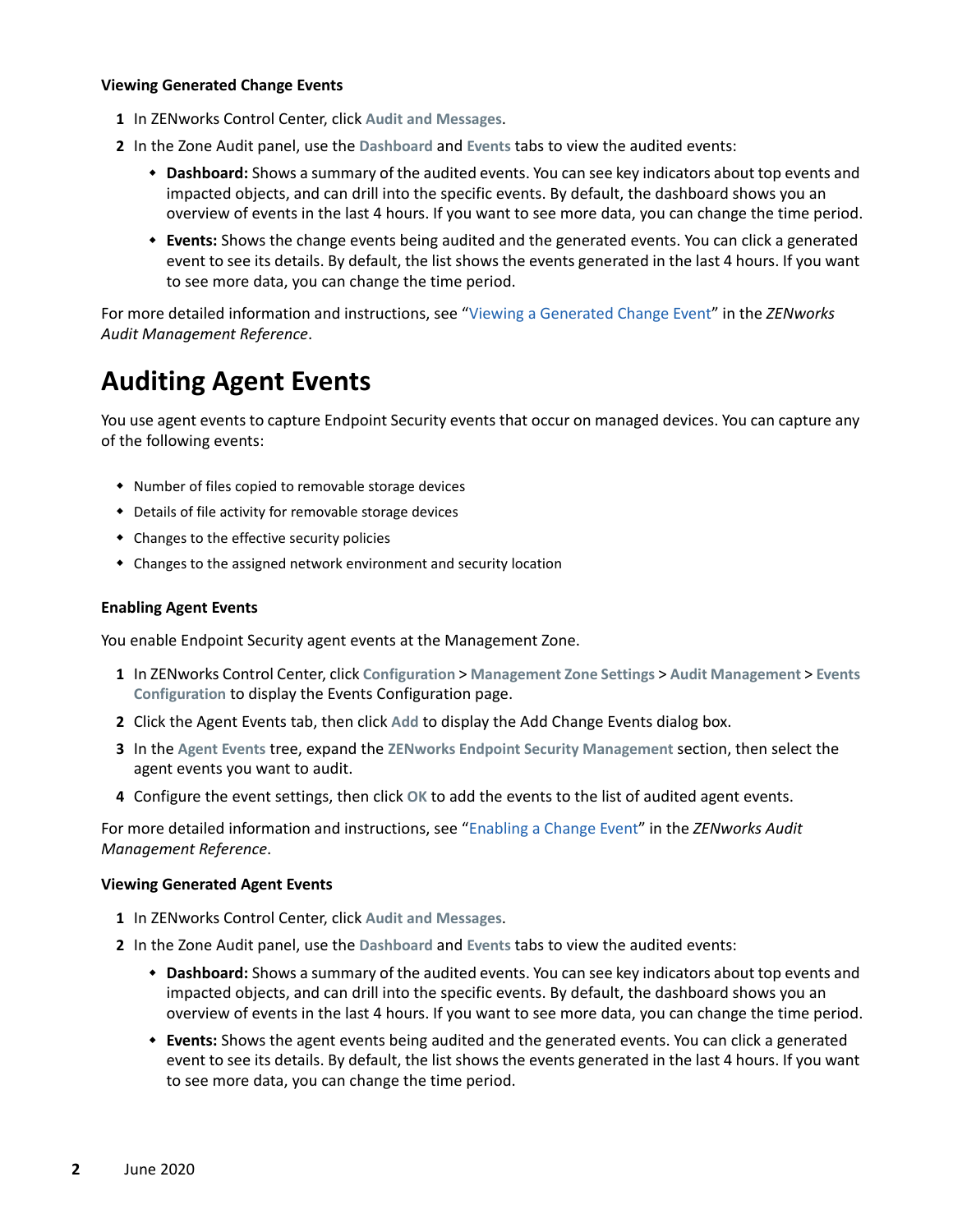### Viewing Generated Change Events

1. In ZENworks Control Center, click **Audit and Messages**.
2. In the Zone Audit panel, use the **Dashboard** and **Events** tabs to view the audited events:
   - **Dashboard:** Shows a summary of the audited events. You can see key indicators about top events and impacted objects, and can drill into the specific events. By default, the dashboard shows you an overview of events in the last 4 hours. If you want to see more data, you can change the time period.
   - **Events:** Shows the change events being audited and the generated events. You can click a generated event to see its details. By default, the list shows the events generated in the last 4 hours. If you want to see more data, you can change the time period.

For more detailed information and instructions, see "Viewing a Generated Change Event" in the *ZENworks Audit Management Reference*.

## Auditing Agent Events

You use agent events to capture Endpoint Security events that occur on managed devices. You can capture any of the following events:

- Number of files copied to removable storage devices
- Details of file activity for removable storage devices
- Changes to the effective security policies
- Changes to the assigned network environment and security location

### Enabling Agent Events

You enable Endpoint Security agent events at the Management Zone.

1. In ZENworks Control Center, click **Configuration** > **Management Zone Settings** > **Audit Management** > **Events Configuration** to display the Events Configuration page.
2. Click the Agent Events tab, then click **Add** to display the Add Change Events dialog box.
3. In the **Agent Events** tree, expand the **ZENworks Endpoint Security Management** section, then select the agent events you want to audit.
4. Configure the event settings, then click **OK** to add the events to the list of audited agent events.

For more detailed information and instructions, see "Enabling a Change Event" in the *ZENworks Audit Management Reference*.

### Viewing Generated Agent Events

1. In ZENworks Control Center, click **Audit and Messages**.
2. In the Zone Audit panel, use the **Dashboard** and **Events** tabs to view the audited events:
   - **Dashboard:** Shows a summary of the audited events. You can see key indicators about top events and impacted objects, and can drill into the specific events. By default, the dashboard shows you an overview of events in the last 4 hours. If you want to see more data, you can change the time period.
   - **Events:** Shows the agent events being audited and the generated events. You can click a generated event to see its details. By default, the list shows the events generated in the last 4 hours. If you want to see more data, you can change the time period.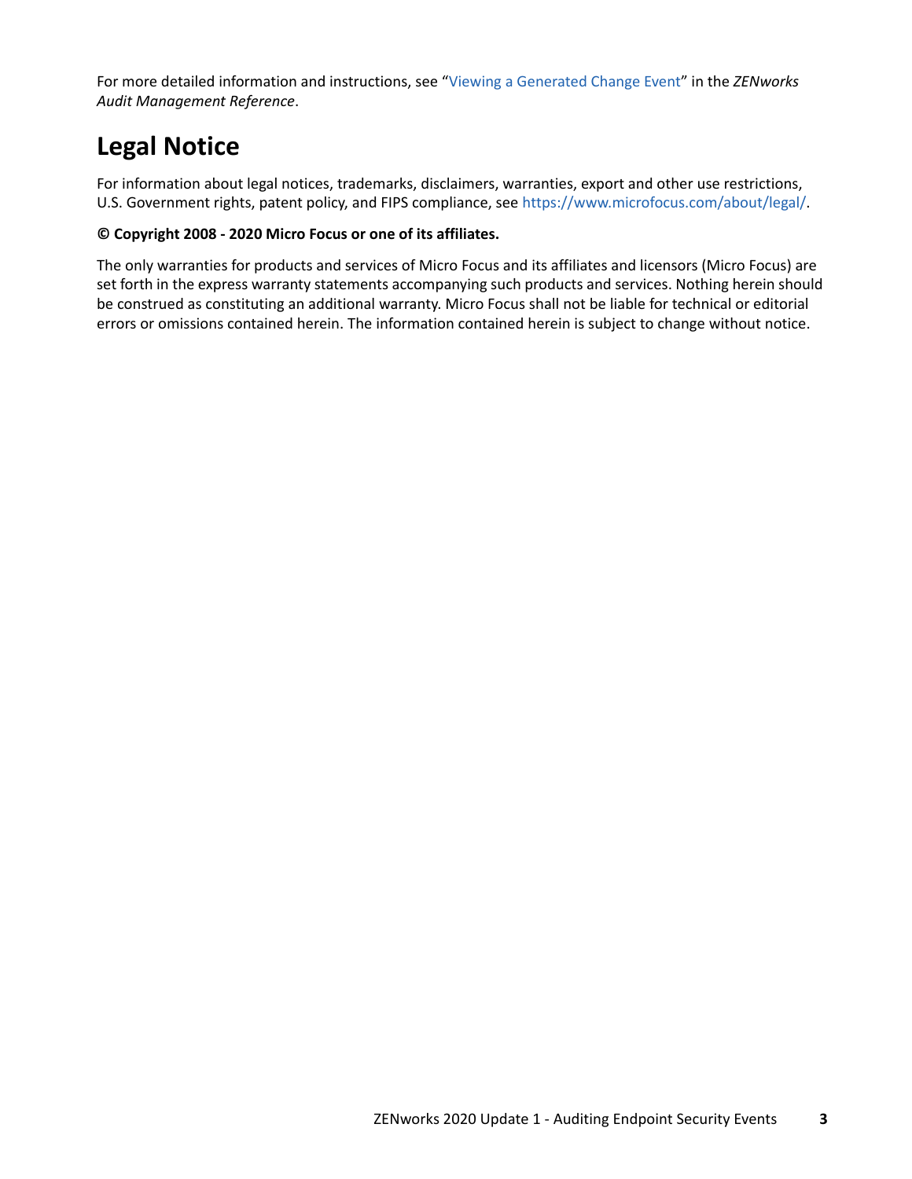For more detailed information and instructions, see "Viewing a Generated Change Event" in the *ZENworks Audit Management Reference*.

## Legal Notice

For information about legal notices, trademarks, disclaimers, warranties, export and other use restrictions, U.S. Government rights, patent policy, and FIPS compliance, see https://www.microfocus.com/about/legal/.

**© Copyright 2008 - 2020 Micro Focus or one of its affiliates.**

The only warranties for products and services of Micro Focus and its affiliates and licensors (Micro Focus) are set forth in the express warranty statements accompanying such products and services. Nothing herein should be construed as constituting an additional warranty. Micro Focus shall not be liable for technical or editorial errors or omissions contained herein. The information contained herein is subject to change without notice.